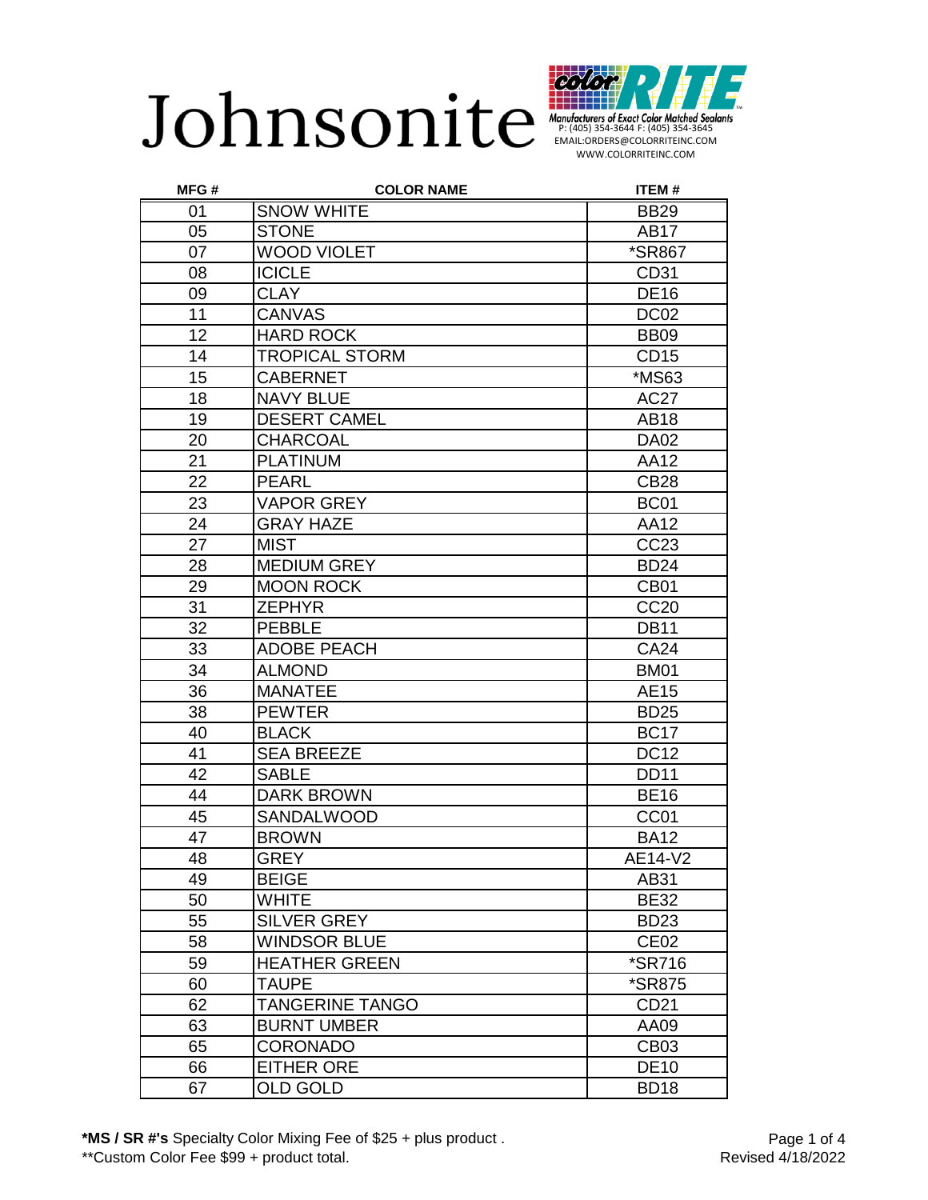# Johnsonite

color RITE
Manufacturers of Exact Color Matched Sealants
P: (405) 354-3644 F: (405) 354-3645
EMAIL:ORDERS@COLORRITEINC.COM
WWW.COLORRITEINC.COM

| MFG # | COLOR NAME | ITEM # |
|---|---|---|
| 01 | SNOW WHITE | BB29 |
| 05 | STONE | AB17 |
| 07 | WOOD VIOLET | *SR867 |
| 08 | ICICLE | CD31 |
| 09 | CLAY | DE16 |
| 11 | CANVAS | DC02 |
| 12 | HARD ROCK | BB09 |
| 14 | TROPICAL STORM | CD15 |
| 15 | CABERNET | *MS63 |
| 18 | NAVY BLUE | AC27 |
| 19 | DESERT CAMEL | AB18 |
| 20 | CHARCOAL | DA02 |
| 21 | PLATINUM | AA12 |
| 22 | PEARL | CB28 |
| 23 | VAPOR GREY | BC01 |
| 24 | GRAY HAZE | AA12 |
| 27 | MIST | CC23 |
| 28 | MEDIUM GREY | BD24 |
| 29 | MOON ROCK | CB01 |
| 31 | ZEPHYR | CC20 |
| 32 | PEBBLE | DB11 |
| 33 | ADOBE PEACH | CA24 |
| 34 | ALMOND | BM01 |
| 36 | MANATEE | AE15 |
| 38 | PEWTER | BD25 |
| 40 | BLACK | BC17 |
| 41 | SEA BREEZE | DC12 |
| 42 | SABLE | DD11 |
| 44 | DARK BROWN | BE16 |
| 45 | SANDALWOOD | CC01 |
| 47 | BROWN | BA12 |
| 48 | GREY | AE14-V2 |
| 49 | BEIGE | AB31 |
| 50 | WHITE | BE32 |
| 55 | SILVER GREY | BD23 |
| 58 | WINDSOR BLUE | CE02 |
| 59 | HEATHER GREEN | *SR716 |
| 60 | TAUPE | *SR875 |
| 62 | TANGERINE TANGO | CD21 |
| 63 | BURNT UMBER | AA09 |
| 65 | CORONADO | CB03 |
| 66 | EITHER ORE | DE10 |
| 67 | OLD GOLD | BD18 |

**\*MS / SR #'s** Specialty Color Mixing Fee of $25 + plus product .
**Custom Color Fee $99 + product total.

Revised 4/18/2022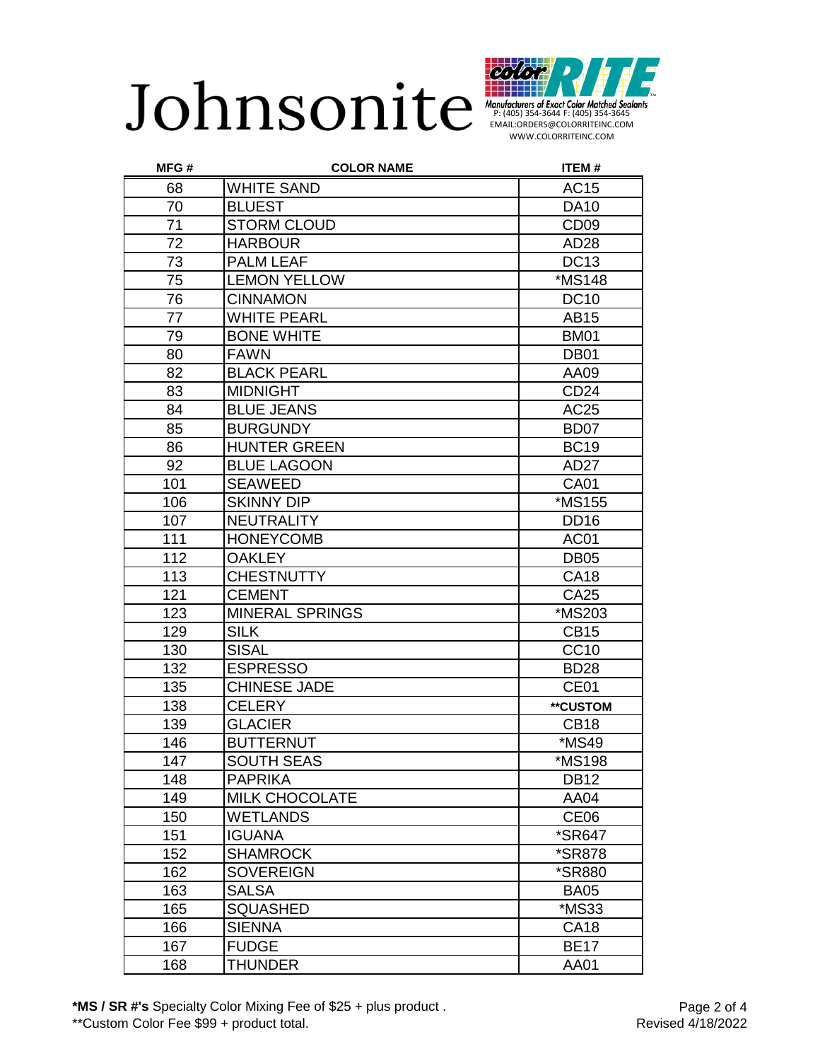# Johnsonite

color RITE
Manufacturers of Exact Color Matched Sealants
P: (405) 354-3644 F: (405) 354-3645
EMAIL:ORDERS@COLORRITEINC.COM
WWW.COLORRITEINC.COM

| MFG # | COLOR NAME | ITEM # |
|---|---|---|
| 68 | WHITE SAND | AC15 |
| 70 | BLUEST | DA10 |
| 71 | STORM CLOUD | CD09 |
| 72 | HARBOUR | AD28 |
| 73 | PALM LEAF | DC13 |
| 75 | LEMON YELLOW | *MS148 |
| 76 | CINNAMON | DC10 |
| 77 | WHITE PEARL | AB15 |
| 79 | BONE WHITE | BM01 |
| 80 | FAWN | DB01 |
| 82 | BLACK PEARL | AA09 |
| 83 | MIDNIGHT | CD24 |
| 84 | BLUE JEANS | AC25 |
| 85 | BURGUNDY | BD07 |
| 86 | HUNTER GREEN | BC19 |
| 92 | BLUE LAGOON | AD27 |
| 101 | SEAWEED | CA01 |
| 106 | SKINNY DIP | *MS155 |
| 107 | NEUTRALITY | DD16 |
| 111 | HONEYCOMB | AC01 |
| 112 | OAKLEY | DB05 |
| 113 | CHESTNUTTY | CA18 |
| 121 | CEMENT | CA25 |
| 123 | MINERAL SPRINGS | *MS203 |
| 129 | SILK | CB15 |
| 130 | SISAL | CC10 |
| 132 | ESPRESSO | BD28 |
| 135 | CHINESE JADE | CE01 |
| 138 | CELERY | **CUSTOM** |
| 139 | GLACIER | CB18 |
| 146 | BUTTERNUT | *MS49 |
| 147 | SOUTH SEAS | *MS198 |
| 148 | PAPRIKA | DB12 |
| 149 | MILK CHOCOLATE | AA04 |
| 150 | WETLANDS | CE06 |
| 151 | IGUANA | *SR647 |
| 152 | SHAMROCK | *SR878 |
| 162 | SOVEREIGN | *SR880 |
| 163 | SALSA | BA05 |
| 165 | SQUASHED | *MS33 |
| 166 | SIENNA | CA18 |
| 167 | FUDGE | BE17 |
| 168 | THUNDER | AA01 |

**\*MS / SR #'s** Specialty Color Mixing Fee of $25 + plus product .
**Custom Color Fee $99 + product total.

Revised 4/18/2022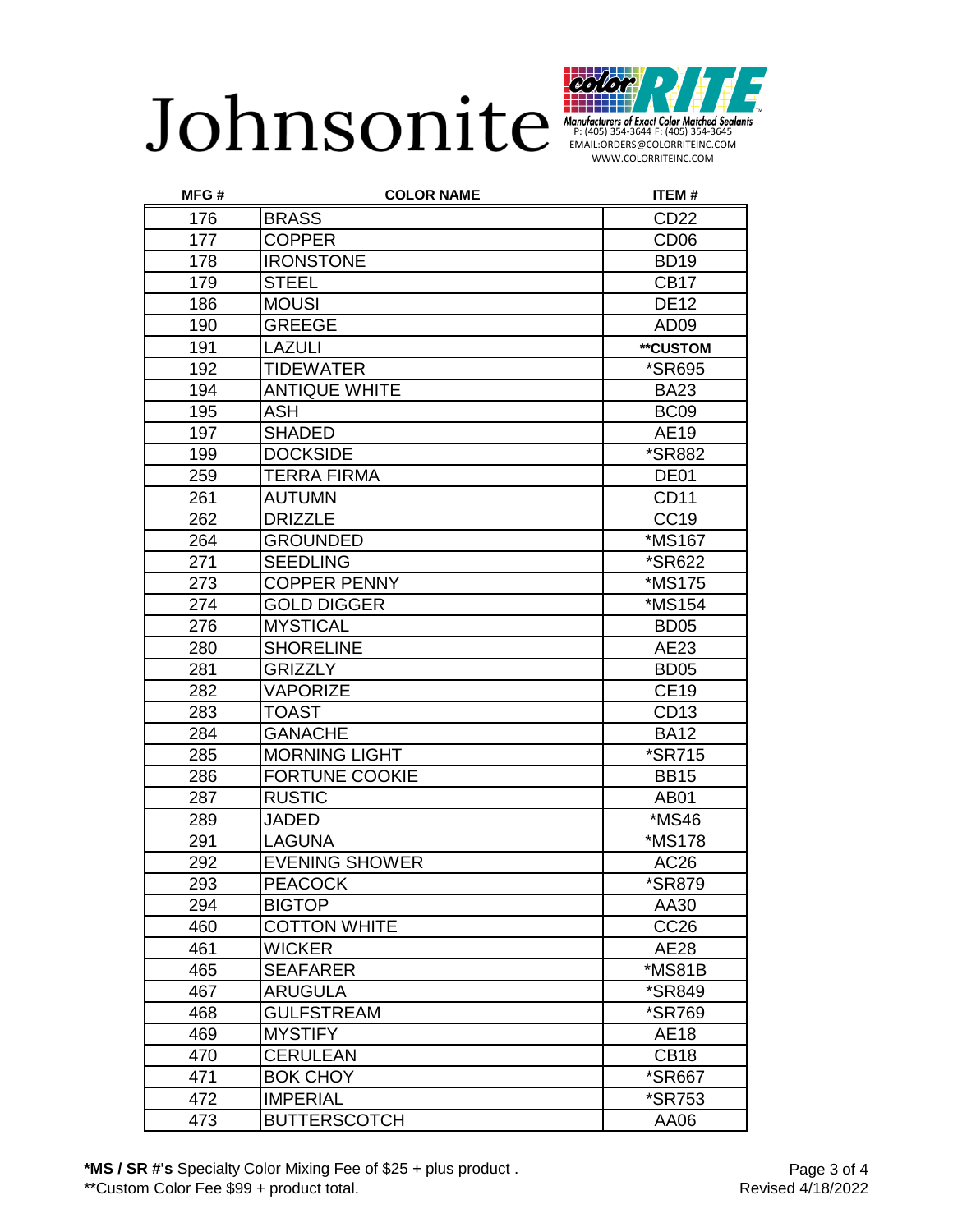# Johnsonite

**color RITE**

*Manufacturers of Exact Color Matched Sealants*
P: (405) 354-3644 F: (405) 354-3645
EMAIL:ORDERS@COLORRITEINC.COM
WWW.COLORRITEINC.COM

| MFG # | COLOR NAME | ITEM # |
|---|---|---|
| 176 | BRASS | CD22 |
| 177 | COPPER | CD06 |
| 178 | IRONSTONE | BD19 |
| 179 | STEEL | CB17 |
| 186 | MOUSI | DE12 |
| 190 | GREEGE | AD09 |
| 191 | LAZULI | **CUSTOM |
| 192 | TIDEWATER | *SR695 |
| 194 | ANTIQUE WHITE | BA23 |
| 195 | ASH | BC09 |
| 197 | SHADED | AE19 |
| 199 | DOCKSIDE | *SR882 |
| 259 | TERRA FIRMA | DE01 |
| 261 | AUTUMN | CD11 |
| 262 | DRIZZLE | CC19 |
| 264 | GROUNDED | *MS167 |
| 271 | SEEDLING | *SR622 |
| 273 | COPPER PENNY | *MS175 |
| 274 | GOLD DIGGER | *MS154 |
| 276 | MYSTICAL | BD05 |
| 280 | SHORELINE | AE23 |
| 281 | GRIZZLY | BD05 |
| 282 | VAPORIZE | CE19 |
| 283 | TOAST | CD13 |
| 284 | GANACHE | BA12 |
| 285 | MORNING LIGHT | *SR715 |
| 286 | FORTUNE COOKIE | BB15 |
| 287 | RUSTIC | AB01 |
| 289 | JADED | *MS46 |
| 291 | LAGUNA | *MS178 |
| 292 | EVENING SHOWER | AC26 |
| 293 | PEACOCK | *SR879 |
| 294 | BIGTOP | AA30 |
| 460 | COTTON WHITE | CC26 |
| 461 | WICKER | AE28 |
| 465 | SEAFARER | *MS81B |
| 467 | ARUGULA | *SR849 |
| 468 | GULFSTREAM | *SR769 |
| 469 | MYSTIFY | AE18 |
| 470 | CERULEAN | CB18 |
| 471 | BOK CHOY | *SR667 |
| 472 | IMPERIAL | *SR753 |
| 473 | BUTTERSCOTCH | AA06 |

**\*MS / SR #'s** Specialty Color Mixing Fee of $25 + plus product .
**Custom Color Fee $99 + product total.

Revised 4/18/2022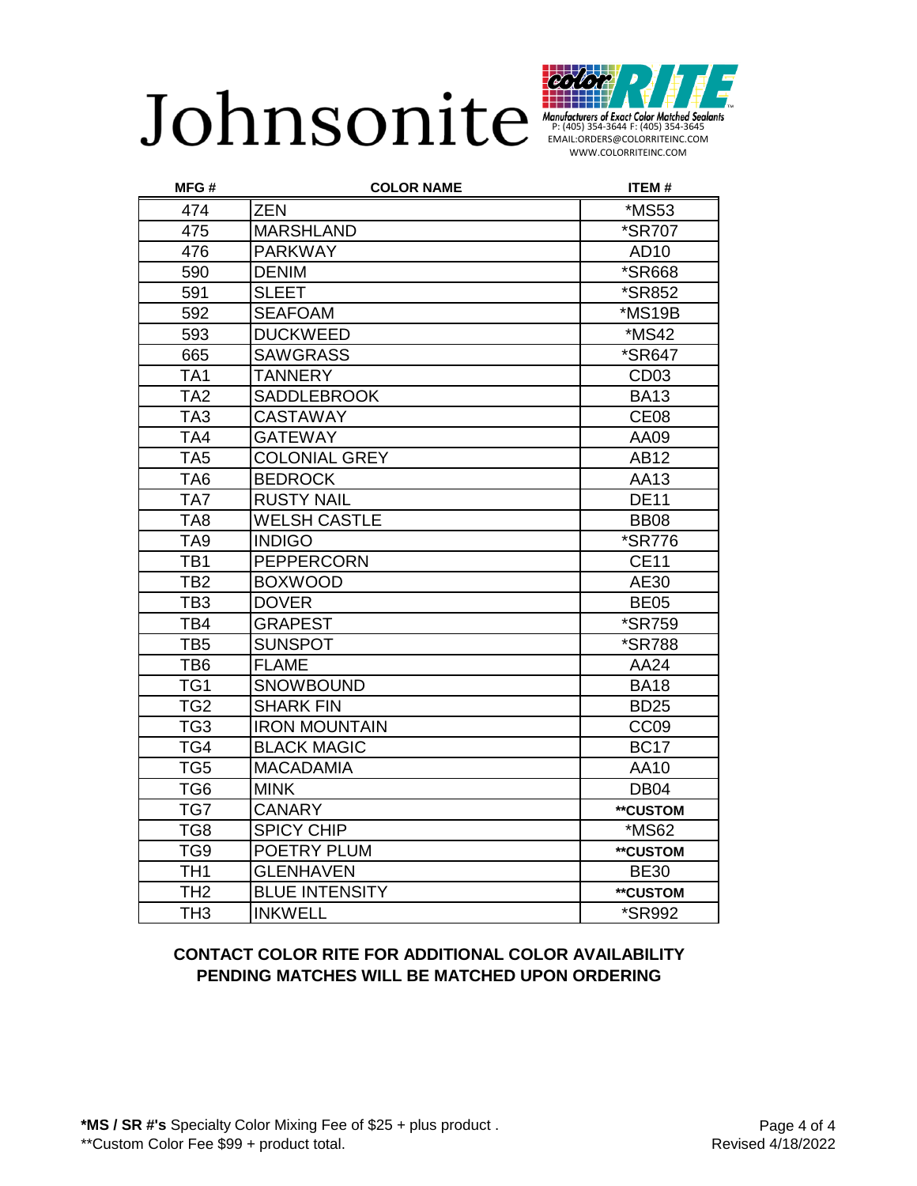# Johnsonite

color RITE
Manufacturers of Exact Color Matched Sealants
P: (405) 354-3644 F: (405) 354-3645
EMAIL:ORDERS@COLORRITEINC.COM
WWW.COLORRITEINC.COM

| MFG # | COLOR NAME | ITEM # |
|---|---|---|
| 474 | ZEN | *MS53 |
| 475 | MARSHLAND | *SR707 |
| 476 | PARKWAY | AD10 |
| 590 | DENIM | *SR668 |
| 591 | SLEET | *SR852 |
| 592 | SEAFOAM | *MS19B |
| 593 | DUCKWEED | *MS42 |
| 665 | SAWGRASS | *SR647 |
| TA1 | TANNERY | CD03 |
| TA2 | SADDLEBROOK | BA13 |
| TA3 | CASTAWAY | CE08 |
| TA4 | GATEWAY | AA09 |
| TA5 | COLONIAL GREY | AB12 |
| TA6 | BEDROCK | AA13 |
| TA7 | RUSTY NAIL | DE11 |
| TA8 | WELSH CASTLE | BB08 |
| TA9 | INDIGO | *SR776 |
| TB1 | PEPPERCORN | CE11 |
| TB2 | BOXWOOD | AE30 |
| TB3 | DOVER | BE05 |
| TB4 | GRAPEST | *SR759 |
| TB5 | SUNSPOT | *SR788 |
| TB6 | FLAME | AA24 |
| TG1 | SNOWBOUND | BA18 |
| TG2 | SHARK FIN | BD25 |
| TG3 | IRON MOUNTAIN | CC09 |
| TG4 | BLACK MAGIC | BC17 |
| TG5 | MACADAMIA | AA10 |
| TG6 | MINK | DB04 |
| TG7 | CANARY | **CUSTOM** |
| TG8 | SPICY CHIP | *MS62 |
| TG9 | POETRY PLUM | **CUSTOM** |
| TH1 | GLENHAVEN | BE30 |
| TH2 | BLUE INTENSITY | **CUSTOM** |
| TH3 | INKWELL | *SR992 |

**CONTACT COLOR RITE FOR ADDITIONAL COLOR AVAILABILITY**
**PENDING MATCHES WILL BE MATCHED UPON ORDERING**

**\*MS / SR #'s** Specialty Color Mixing Fee of $25 + plus product .
**Custom Color Fee $99 + product total.

Revised 4/18/2022